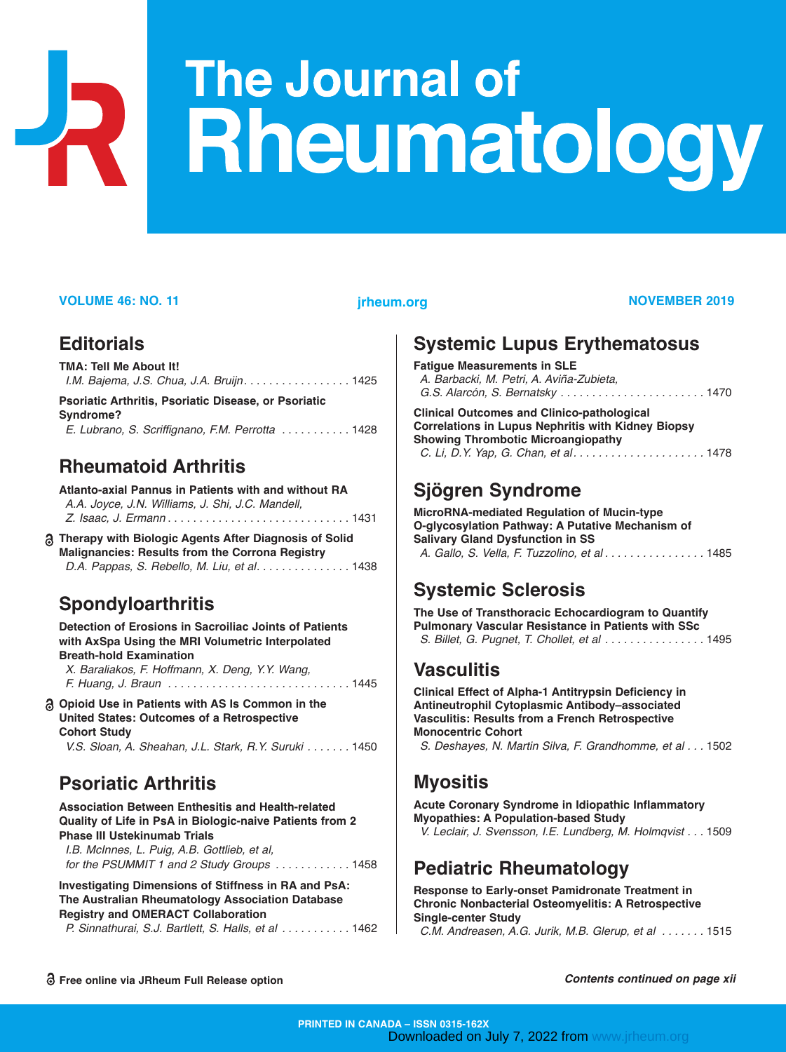# The Journal of Rheumatology

VOLUME 46: NO. 11 — jrheum.org — NOVEMBER 2019

## Editorials

**TMA: Tell Me About It!**
*I.M. Bajema, J.S. Chua, J.A. Bruijn* . . . . . . . . . . . . . . . . . 1425

**Psoriatic Arthritis, Psoriatic Disease, or Psoriatic Syndrome?**
*E. Lubrano, S. Scriffignano, F.M. Perrotta* . . . . . . . . . . . 1428

## Rheumatoid Arthritis

**Atlanto-axial Pannus in Patients with and without RA**
*A.A. Joyce, J.N. Williams, J. Shi, J.C. Mandell, Z. Isaac, J. Ermann* . . . . . . . . . . . . . . . . . . . . . . . . . . . . . 1431

🔓 **Therapy with Biologic Agents After Diagnosis of Solid Malignancies: Results from the Corrona Registry**
*D.A. Pappas, S. Rebello, M. Liu, et al.* . . . . . . . . . . . . . . . 1438

## Spondyloarthritis

**Detection of Erosions in Sacroiliac Joints of Patients with AxSpa Using the MRI Volumetric Interpolated Breath-hold Examination**
*X. Baraliakos, F. Hoffmann, X. Deng, Y.Y. Wang, F. Huang, J. Braun* . . . . . . . . . . . . . . . . . . . . . . . . . . . . . 1445

🔓 **Opioid Use in Patients with AS Is Common in the United States: Outcomes of a Retrospective Cohort Study**
*V.S. Sloan, A. Sheahan, J.L. Stark, R.Y. Suruki* . . . . . . . 1450

## Psoriatic Arthritis

**Association Between Enthesitis and Health-related Quality of Life in PsA in Biologic-naive Patients from 2 Phase III Ustekinumab Trials**
*I.B. McInnes, L. Puig, A.B. Gottlieb, et al, for the PSUMMIT 1 and 2 Study Groups* . . . . . . . . . . . . 1458

**Investigating Dimensions of Stiffness in RA and PsA: The Australian Rheumatology Association Database Registry and OMERACT Collaboration**
*P. Sinnathurai, S.J. Bartlett, S. Halls, et al* . . . . . . . . . . . 1462

## Systemic Lupus Erythematosus

**Fatigue Measurements in SLE**
*A. Barbacki, M. Petri, A. Aviña-Zubieta, G.S. Alarcón, S. Bernatsky* . . . . . . . . . . . . . . . . . . . . . . . 1470

**Clinical Outcomes and Clinico-pathological Correlations in Lupus Nephritis with Kidney Biopsy Showing Thrombotic Microangiopathy**
*C. Li, D.Y. Yap, G. Chan, et al* . . . . . . . . . . . . . . . . . . . . . 1478

## Sjögren Syndrome

**MicroRNA-mediated Regulation of Mucin-type O-glycosylation Pathway: A Putative Mechanism of Salivary Gland Dysfunction in SS**
*A. Gallo, S. Vella, F. Tuzzolino, et al* . . . . . . . . . . . . . . . . 1485

## Systemic Sclerosis

**The Use of Transthoracic Echocardiogram to Quantify Pulmonary Vascular Resistance in Patients with SSc**
*S. Billet, G. Pugnet, T. Chollet, et al* . . . . . . . . . . . . . . . . 1495

## Vasculitis

**Clinical Effect of Alpha-1 Antitrypsin Deficiency in Antineutrophil Cytoplasmic Antibody–associated Vasculitis: Results from a French Retrospective Monocentric Cohort**
*S. Deshayes, N. Martin Silva, F. Grandhomme, et al* . . . 1502

## Myositis

**Acute Coronary Syndrome in Idiopathic Inflammatory Myopathies: A Population-based Study**
*V. Leclair, J. Svensson, I.E. Lundberg, M. Holmqvist* . . . 1509

## Pediatric Rheumatology

**Response to Early-onset Pamidronate Treatment in Chronic Nonbacterial Osteomyelitis: A Retrospective Single-center Study**
*C.M. Andreasen, A.G. Jurik, M.B. Glerup, et al* . . . . . . . 1515

🔓 **Free online via JRheum Full Release option**

***Contents continued on page xii***

PRINTED IN CANADA – ISSN 0315-162X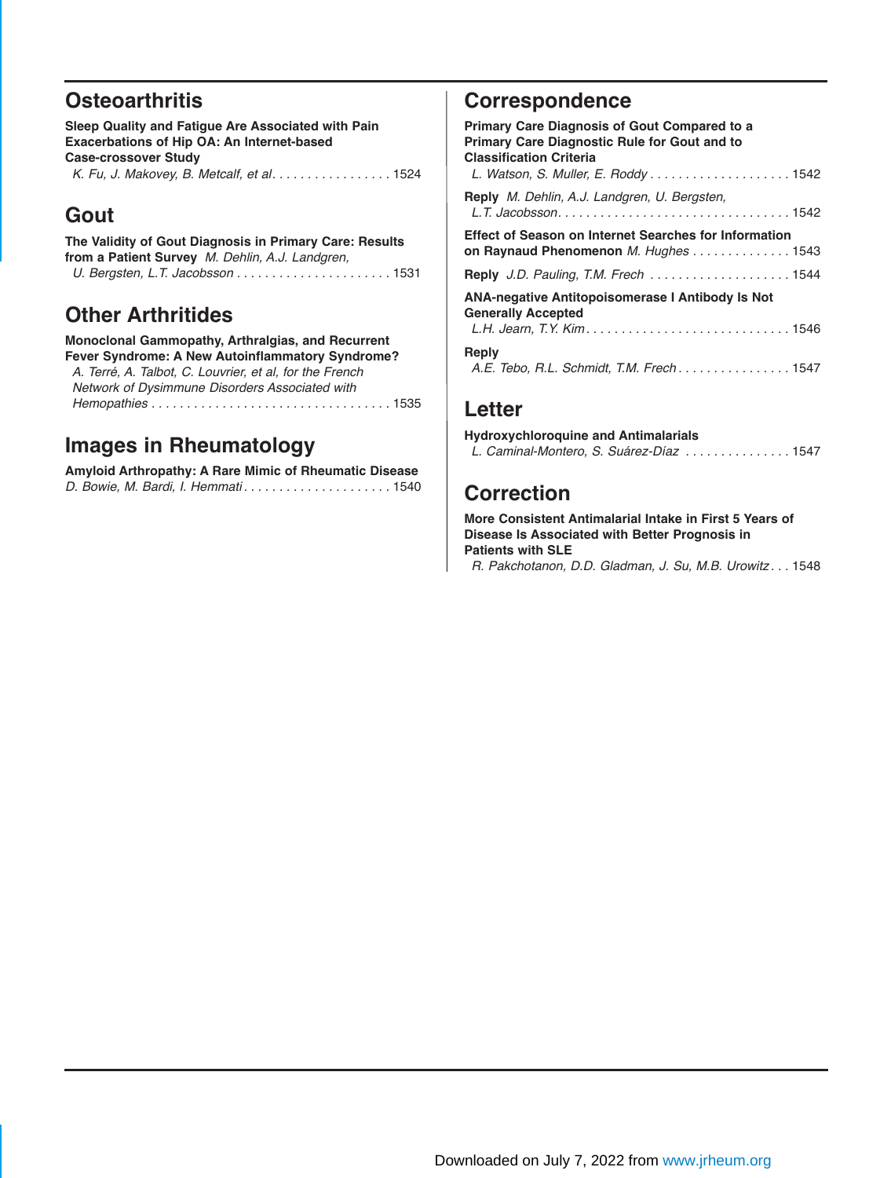## Osteoarthritis

**Sleep Quality and Fatigue Are Associated with Pain Exacerbations of Hip OA: An Internet-based Case-crossover Study**
*K. Fu, J. Makovey, B. Metcalf, et al* . . . . . . . . . . . . . . . . . 1524

## Gout

**The Validity of Gout Diagnosis in Primary Care: Results from a Patient Survey** *M. Dehlin, A.J. Landgren, U. Bergsten, L.T. Jacobsson* . . . . . . . . . . . . . . . . . . . . . . 1531

## Other Arthritides

**Monoclonal Gammopathy, Arthralgias, and Recurrent Fever Syndrome: A New Autoinflammatory Syndrome?**
*A. Terré, A. Talbot, C. Louvrier, et al, for the French Network of Dysimmune Disorders Associated with Hemopathies* . . . . . . . . . . . . . . . . . . . . . . . . . . . . . . . . . . 1535

## Images in Rheumatology

**Amyloid Arthropathy: A Rare Mimic of Rheumatic Disease**
*D. Bowie, M. Bardi, I. Hemmati* . . . . . . . . . . . . . . . . . . . . . 1540

## Correspondence

**Primary Care Diagnosis of Gout Compared to a Primary Care Diagnostic Rule for Gout and to Classification Criteria**
*L. Watson, S. Muller, E. Roddy* . . . . . . . . . . . . . . . . . . . . 1542

**Reply** *M. Dehlin, A.J. Landgren, U. Bergsten, L.T. Jacobsson* . . . . . . . . . . . . . . . . . . . . . . . . . . . . . . . . 1542

**Effect of Season on Internet Searches for Information on Raynaud Phenomenon** *M. Hughes* . . . . . . . . . . . . . . 1543

**Reply** *J.D. Pauling, T.M. Frech* . . . . . . . . . . . . . . . . . . . . 1544

**ANA-negative Antitopoisomerase I Antibody Is Not Generally Accepted**
*L.H. Jearn, T.Y. Kim* . . . . . . . . . . . . . . . . . . . . . . . . . . . . . 1546

**Reply**
*A.E. Tebo, R.L. Schmidt, T.M. Frech* . . . . . . . . . . . . . . . . 1547

## Letter

**Hydroxychloroquine and Antimalarials**
*L. Caminal-Montero, S. Suárez-Díaz* . . . . . . . . . . . . . . . 1547

## Correction

**More Consistent Antimalarial Intake in First 5 Years of Disease Is Associated with Better Prognosis in Patients with SLE**
*R. Pakchotanon, D.D. Gladman, J. Su, M.B. Urowitz* . . . 1548